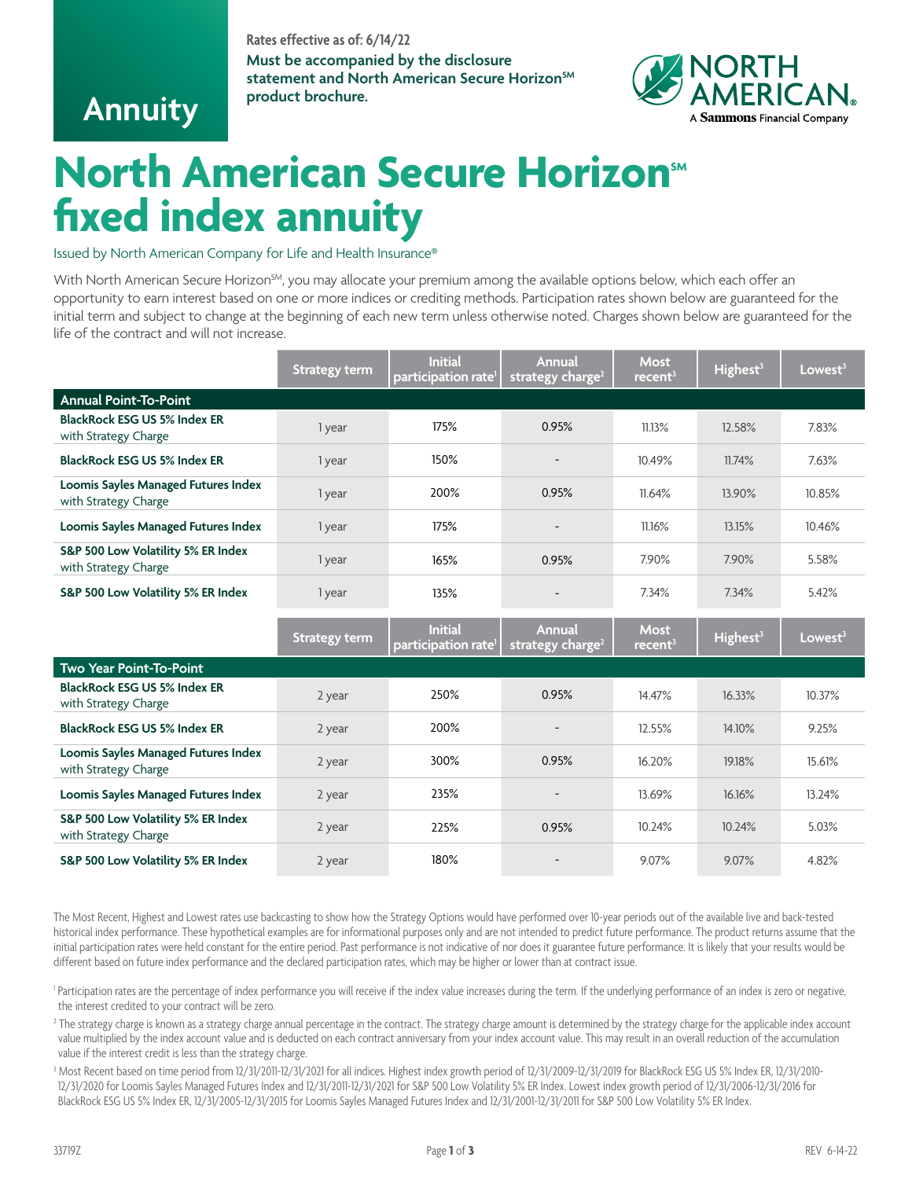Annuity

Rates effective as of: 6/14/22

**Must be accompanied by the disclosure statement and North American Secure Horizon℠ product brochure.**

NORTH AMERICAN. A Sammons Financial Company

# North American Secure Horizon℠ fixed index annuity

Issued by North American Company for Life and Health Insurance®

With North American Secure Horizon℠, you may allocate your premium among the available options below, which each offer an opportunity to earn interest based on one or more indices or crediting methods. Participation rates shown below are guaranteed for the initial term and subject to change at the beginning of each new term unless otherwise noted. Charges shown below are guaranteed for the life of the contract and will not increase.

| | Strategy term | Initial participation rate[1] | Annual strategy charge[2] | Most recent[3] | Highest[3] | Lowest[3] |
|---|---|---|---|---|---|---|
| **Annual Point-To-Point** | | | | | | |
| **BlackRock ESG US 5% Index ER** with Strategy Charge | 1 year | 175% | 0.95% | 11.13% | 12.58% | 7.83% |
| **BlackRock ESG US 5% Index ER** | 1 year | 150% | - | 10.49% | 11.74% | 7.63% |
| **Loomis Sayles Managed Futures Index** with Strategy Charge | 1 year | 200% | 0.95% | 11.64% | 13.90% | 10.85% |
| **Loomis Sayles Managed Futures Index** | 1 year | 175% | - | 11.16% | 13.15% | 10.46% |
| **S&P 500 Low Volatility 5% ER Index** with Strategy Charge | 1 year | 165% | 0.95% | 7.90% | 7.90% | 5.58% |
| **S&P 500 Low Volatility 5% ER Index** | 1 year | 135% | - | 7.34% | 7.34% | 5.42% |

| | Strategy term | Initial participation rate[1] | Annual strategy charge[2] | Most recent[3] | Highest[3] | Lowest[3] |
|---|---|---|---|---|---|---|
| **Two Year Point-To-Point** | | | | | | |
| **BlackRock ESG US 5% Index ER** with Strategy Charge | 2 year | 250% | 0.95% | 14.47% | 16.33% | 10.37% |
| **BlackRock ESG US 5% Index ER** | 2 year | 200% | - | 12.55% | 14.10% | 9.25% |
| **Loomis Sayles Managed Futures Index** with Strategy Charge | 2 year | 300% | 0.95% | 16.20% | 19.18% | 15.61% |
| **Loomis Sayles Managed Futures Index** | 2 year | 235% | - | 13.69% | 16.16% | 13.24% |
| **S&P 500 Low Volatility 5% ER Index** with Strategy Charge | 2 year | 225% | 0.95% | 10.24% | 10.24% | 5.03% |
| **S&P 500 Low Volatility 5% ER Index** | 2 year | 180% | - | 9.07% | 9.07% | 4.82% |

The Most Recent, Highest and Lowest rates use backcasting to show how the Strategy Options would have performed over 10-year periods out of the available live and back-tested historical index performance. These hypothetical examples are for informational purposes only and are not intended to predict future performance. The product returns assume that the initial participation rates were held constant for the entire period. Past performance is not indicative of nor does it guarantee future performance. It is likely that your results would be different based on future index performance and the declared participation rates, which may be higher or lower than at contract issue.

[1] Participation rates are the percentage of index performance you will receive if the index value increases during the term. If the underlying performance of an index is zero or negative, the interest credited to your contract will be zero.

[2] The strategy charge is known as a strategy charge annual percentage in the contract. The strategy charge amount is determined by the strategy charge for the applicable index account value multiplied by the index account value and is deducted on each contract anniversary from your index account value. This may result in an overall reduction of the accumulation value if the interest credit is less than the strategy charge.

[3] Most Recent based on time period from 12/31/2011-12/31/2021 for all indices. Highest index growth period of 12/31/2009-12/31/2019 for BlackRock ESG US 5% Index ER, 12/31/2010-12/31/2020 for Loomis Sayles Managed Futures Index and 12/31/2011-12/31/2021 for S&P 500 Low Volatility 5% ER Index. Lowest index growth period of 12/31/2006-12/31/2016 for BlackRock ESG US 5% Index ER, 12/31/2005-12/31/2015 for Loomis Sayles Managed Futures Index and 12/31/2001-12/31/2011 for S&P 500 Low Volatility 5% ER Index.

33719Z REV 6-14-22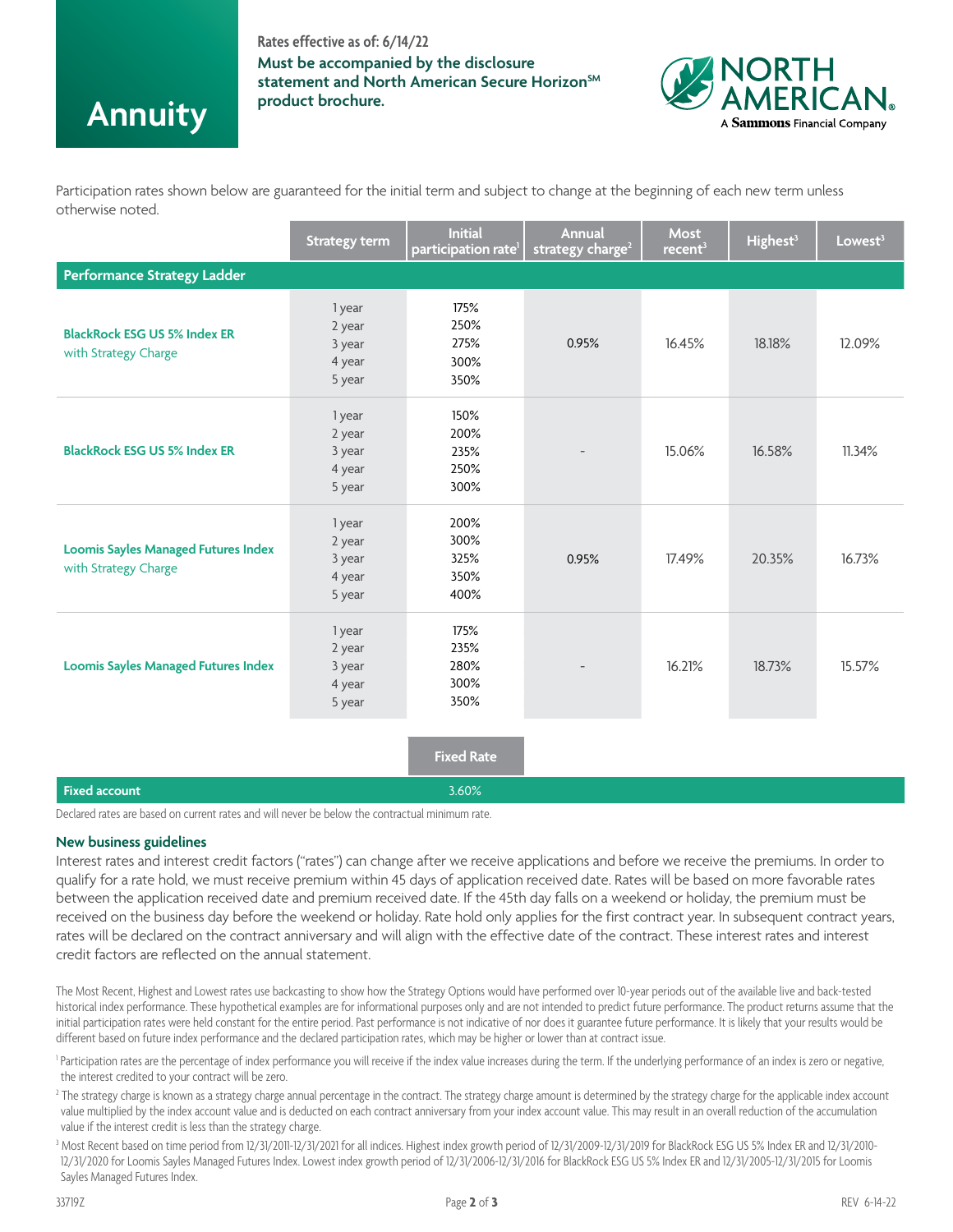# Annuity

**Rates effective as of: 6/14/22**

**Must be accompanied by the disclosure statement and North American Secure Horizon℠ product brochure.**

NORTH AMERICAN. A Sammons Financial Company

Participation rates shown below are guaranteed for the initial term and subject to change at the beginning of each new term unless otherwise noted.

| | Strategy term | Initial participation rate[1] | Annual strategy charge[2] | Most recent[3] | Highest[3] | Lowest[3] |
|---|---|---|---|---|---|---|
| **Performance Strategy Ladder** | | | | | | |
| **BlackRock ESG US 5% Index ER** with Strategy Charge | 1 year<br>2 year<br>3 year<br>4 year<br>5 year | 175%<br>250%<br>275%<br>300%<br>350% | 0.95% | 16.45% | 18.18% | 12.09% |
| **BlackRock ESG US 5% Index ER** | 1 year<br>2 year<br>3 year<br>4 year<br>5 year | 150%<br>200%<br>235%<br>250%<br>300% | - | 15.06% | 16.58% | 11.34% |
| **Loomis Sayles Managed Futures Index** with Strategy Charge | 1 year<br>2 year<br>3 year<br>4 year<br>5 year | 200%<br>300%<br>325%<br>350%<br>400% | 0.95% | 17.49% | 20.35% | 16.73% |
| **Loomis Sayles Managed Futures Index** | 1 year<br>2 year<br>3 year<br>4 year<br>5 year | 175%<br>235%<br>280%<br>300%<br>350% | - | 16.21% | 18.73% | 15.57% |

| | Fixed Rate |
|---|---|
| **Fixed account** | 3.60% |

Declared rates are based on current rates and will never be below the contractual minimum rate.

**New business guidelines**

Interest rates and interest credit factors ("rates") can change after we receive applications and before we receive the premiums. In order to qualify for a rate hold, we must receive premium within 45 days of application received date. Rates will be based on more favorable rates between the application received date and premium received date. If the 45th day falls on a weekend or holiday, the premium must be received on the business day before the weekend or holiday. Rate hold only applies for the first contract year. In subsequent contract years, rates will be declared on the contract anniversary and will align with the effective date of the contract. These interest rates and interest credit factors are reflected on the annual statement.

The Most Recent, Highest and Lowest rates use backcasting to show how the Strategy Options would have performed over 10-year periods out of the available live and back-tested historical index performance. These hypothetical examples are for informational purposes only and are not intended to predict future performance. The product returns assume that the initial participation rates were held constant for the entire period. Past performance is not indicative of nor does it guarantee future performance. It is likely that your results would be different based on future index performance and the declared participation rates, which may be higher or lower than at contract issue.

[1] Participation rates are the percentage of index performance you will receive if the index value increases during the term. If the underlying performance of an index is zero or negative, the interest credited to your contract will be zero.

[2] The strategy charge is known as a strategy charge annual percentage in the contract. The strategy charge amount is determined by the strategy charge for the applicable index account value multiplied by the index account value and is deducted on each contract anniversary from your index account value. This may result in an overall reduction of the accumulation value if the interest credit is less than the strategy charge.

[3] Most Recent based on time period from 12/31/2011-12/31/2021 for all indices. Highest index growth period of 12/31/2009-12/31/2019 for BlackRock ESG US 5% Index ER and 12/31/2010-12/31/2020 for Loomis Sayles Managed Futures Index. Lowest index growth period of 12/31/2006-12/31/2016 for BlackRock ESG US 5% Index ER and 12/31/2005-12/31/2015 for Loomis Sayles Managed Futures Index.

33719Z REV 6-14-22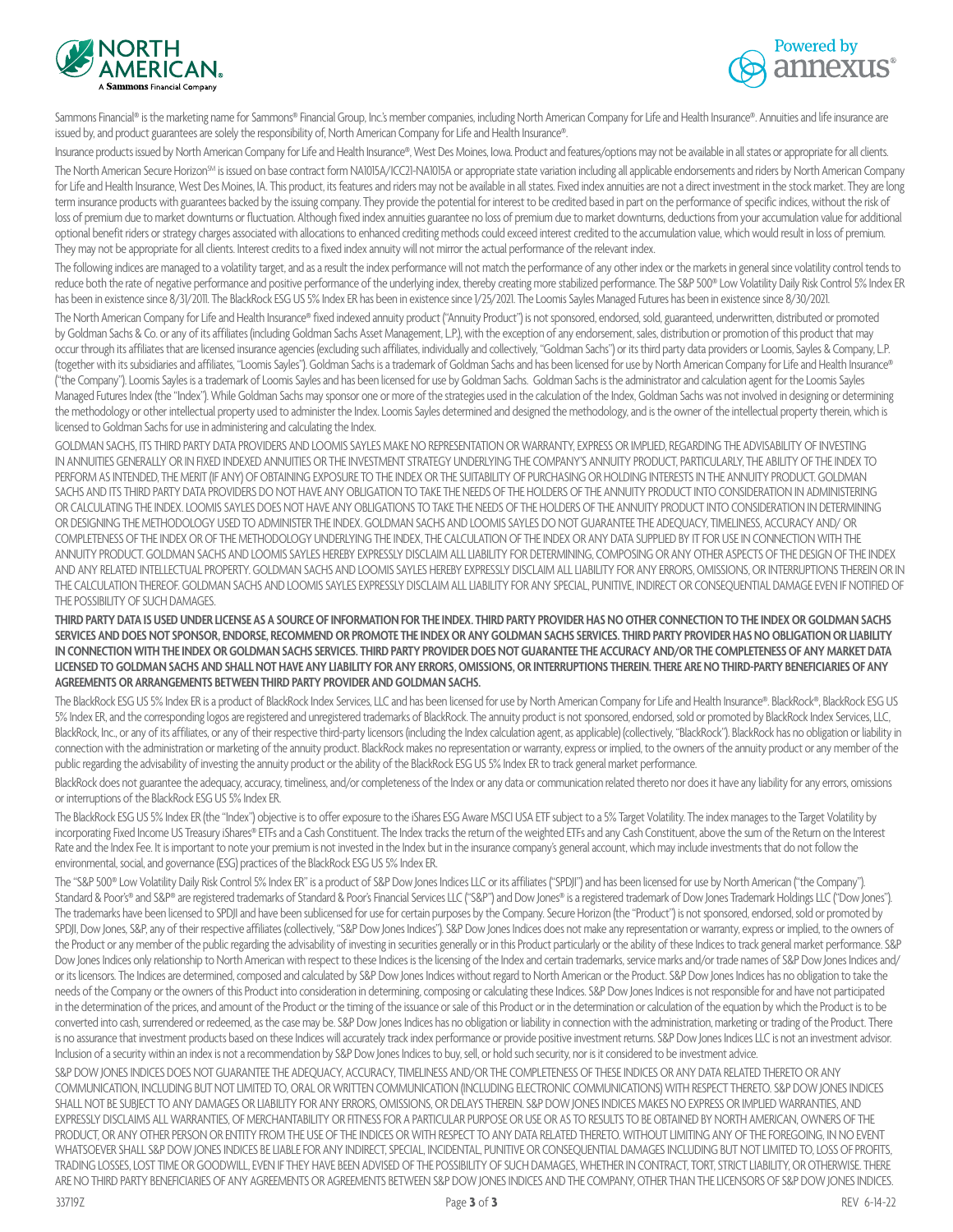Sammons Financial® is the marketing name for Sammons® Financial Group, Inc.'s member companies, including North American Company for Life and Health Insurance®. Annuities and life insurance are issued by, and product guarantees are solely the responsibility of, North American Company for Life and Health Insurance®.

Insurance products issued by North American Company for Life and Health Insurance®, West Des Moines, Iowa. Product and features/options may not be available in all states or appropriate for all clients.

The North American Secure Horizon℠ is issued on base contract form NA1015A/ICC21-NA1015A or appropriate state variation including all applicable endorsements and riders by North American Company for Life and Health Insurance, West Des Moines, IA. This product, its features and riders may not be available in all states. Fixed index annuities are not a direct investment in the stock market. They are long term insurance products with guarantees backed by the issuing company. They provide the potential for interest to be credited based in part on the performance of specific indices, without the risk of loss of premium due to market downturns or fluctuation. Although fixed index annuities guarantee no loss of premium due to market downturns, deductions from your accumulation value for additional optional benefit riders or strategy charges associated with allocations to enhanced crediting methods could exceed interest credited to the accumulation value, which would result in loss of premium. They may not be appropriate for all clients. Interest credits to a fixed index annuity will not mirror the actual performance of the relevant index.

The following indices are managed to a volatility target, and as a result the index performance will not match the performance of any other index or the markets in general since volatility control tends to reduce both the rate of negative performance and positive performance of the underlying index, thereby creating more stabilized performance. The S&P 500® Low Volatility Daily Risk Control 5% Index ER has been in existence since 8/31/2011. The BlackRock ESG US 5% Index ER has been in existence since 1/25/2021. The Loomis Sayles Managed Futures has been in existence since 8/30/2021.

The North American Company for Life and Health Insurance® fixed indexed annuity product ("Annuity Product") is not sponsored, endorsed, sold, guaranteed, underwritten, distributed or promoted by Goldman Sachs & Co. or any of its affiliates (including Goldman Sachs Asset Management, L.P.), with the exception of any endorsement, sales, distribution or promotion of this product that may occur through its affiliates that are licensed insurance agencies (excluding such affiliates, individually and collectively, "Goldman Sachs") or its third party data providers or Loomis, Sayles & Company, L.P. (together with its subsidiaries and affiliates, "Loomis Sayles"). Goldman Sachs is a trademark of Goldman Sachs and has been licensed for use by North American Company for Life and Health Insurance® ("the Company"). Loomis Sayles is a trademark of Loomis Sayles and has been licensed for use by Goldman Sachs. Goldman Sachs is the administrator and calculation agent for the Loomis Sayles Managed Futures Index (the "Index"). While Goldman Sachs may sponsor one or more of the strategies used in the calculation of the Index, Goldman Sachs was not involved in designing or determining the methodology or other intellectual property used to administer the Index. Loomis Sayles determined and designed the methodology, and is the owner of the intellectual property therein, which is licensed to Goldman Sachs for use in administering and calculating the Index.

GOLDMAN SACHS, ITS THIRD PARTY DATA PROVIDERS AND LOOMIS SAYLES MAKE NO REPRESENTATION OR WARRANTY, EXPRESS OR IMPLIED, REGARDING THE ADVISABILITY OF INVESTING IN ANNUITIES GENERALLY OR IN FIXED INDEXED ANNUITIES OR THE INVESTMENT STRATEGY UNDERLYING THE COMPANY'S ANNUITY PRODUCT, PARTICULARLY, THE ABILITY OF THE INDEX TO PERFORM AS INTENDED, THE MERIT (IF ANY) OF OBTAINING EXPOSURE TO THE INDEX OR THE SUITABILITY OF PURCHASING OR HOLDING INTERESTS IN THE ANNUITY PRODUCT. GOLDMAN SACHS AND ITS THIRD PARTY DATA PROVIDERS DO NOT HAVE ANY OBLIGATION TO TAKE THE NEEDS OF THE HOLDERS OF THE ANNUITY PRODUCT INTO CONSIDERATION IN ADMINISTERING OR CALCULATING THE INDEX. LOOMIS SAYLES DOES NOT HAVE ANY OBLIGATIONS TO TAKE THE NEEDS OF THE HOLDERS OF THE ANNUITY PRODUCT INTO CONSIDERATION IN DETERMINING OR DESIGNING THE METHODOLOGY USED TO ADMINISTER THE INDEX. GOLDMAN SACHS AND LOOMIS SAYLES DO NOT GUARANTEE THE ADEQUACY, TIMELINESS, ACCURACY AND/ OR COMPLETENESS OF THE INDEX OR OF THE METHODOLOGY UNDERLYING THE INDEX, THE CALCULATION OF THE INDEX OR ANY DATA SUPPLIED BY IT FOR USE IN CONNECTION WITH THE ANNUITY PRODUCT. GOLDMAN SACHS AND LOOMIS SAYLES HEREBY EXPRESSLY DISCLAIM ALL LIABILITY FOR DETERMINING, COMPOSING OR ANY OTHER ASPECTS OF THE DESIGN OF THE INDEX AND ANY RELATED INTELLECTUAL PROPERTY. GOLDMAN SACHS AND LOOMIS SAYLES HEREBY EXPRESSLY DISCLAIM ALL LIABILITY FOR ANY ERRORS, OMISSIONS, OR INTERRUPTIONS THEREIN OR IN THE CALCULATION THEREOF. GOLDMAN SACHS AND LOOMIS SAYLES EXPRESSLY DISCLAIM ALL LIABILITY FOR ANY SPECIAL, PUNITIVE, INDIRECT OR CONSEQUENTIAL DAMAGE EVEN IF NOTIFIED OF THE POSSIBILITY OF SUCH DAMAGES.

**THIRD PARTY DATA IS USED UNDER LICENSE AS A SOURCE OF INFORMATION FOR THE INDEX. THIRD PARTY PROVIDER HAS NO OTHER CONNECTION TO THE INDEX OR GOLDMAN SACHS SERVICES AND DOES NOT SPONSOR, ENDORSE, RECOMMEND OR PROMOTE THE INDEX OR ANY GOLDMAN SACHS SERVICES. THIRD PARTY PROVIDER HAS NO OBLIGATION OR LIABILITY IN CONNECTION WITH THE INDEX OR GOLDMAN SACHS SERVICES. THIRD PARTY PROVIDER DOES NOT GUARANTEE THE ACCURACY AND/OR THE COMPLETENESS OF ANY MARKET DATA LICENSED TO GOLDMAN SACHS AND SHALL NOT HAVE ANY LIABILITY FOR ANY ERRORS, OMISSIONS, OR INTERRUPTIONS THEREIN. THERE ARE NO THIRD-PARTY BENEFICIARIES OF ANY AGREEMENTS OR ARRANGEMENTS BETWEEN THIRD PARTY PROVIDER AND GOLDMAN SACHS.**

The BlackRock ESG US 5% Index ER is a product of BlackRock Index Services, LLC and has been licensed for use by North American Company for Life and Health Insurance®. BlackRock®, BlackRock ESG US 5% Index ER, and the corresponding logos are registered and unregistered trademarks of BlackRock. The annuity product is not sponsored, endorsed, sold or promoted by BlackRock Index Services, LLC, BlackRock, Inc., or any of its affiliates, or any of their respective third-party licensors (including the Index calculation agent, as applicable) (collectively, "BlackRock"). BlackRock has no obligation or liability in connection with the administration or marketing of the annuity product. BlackRock makes no representation or warranty, express or implied, to the owners of the annuity product or any member of the public regarding the advisability of investing the annuity product or the ability of the BlackRock ESG US 5% Index ER to track general market performance.

BlackRock does not guarantee the adequacy, accuracy, timeliness, and/or completeness of the Index or any data or communication related thereto nor does it have any liability for any errors, omissions or interruptions of the BlackRock ESG US 5% Index ER.

The BlackRock ESG US 5% Index ER (the "Index") objective is to offer exposure to the iShares ESG Aware MSCI USA ETF subject to a 5% Target Volatility. The index manages to the Target Volatility by incorporating Fixed Income US Treasury iShares® ETFs and a Cash Constituent. The Index tracks the return of the weighted ETFs and any Cash Constituent, above the sum of the Return on the Interest Rate and the Index Fee. It is important to note your premium is not invested in the Index but in the insurance company's general account, which may include investments that do not follow the environmental, social, and governance (ESG) practices of the BlackRock ESG US 5% Index ER.

The "S&P 500® Low Volatility Daily Risk Control 5% Index ER" is a product of S&P Dow Jones Indices LLC or its affiliates ("SPDJI") and has been licensed for use by North American ("the Company"). Standard & Poor's® and S&P® are registered trademarks of Standard & Poor's Financial Services LLC ("S&P") and Dow Jones® is a registered trademark of Dow Jones Trademark Holdings LLC ("Dow Jones"). The trademarks have been licensed to SPDJI and have been sublicensed for use for certain purposes by the Company. Secure Horizon (the "Product") is not sponsored, endorsed, sold or promoted by SPDJI, Dow Jones, S&P, any of their respective affiliates (collectively, "S&P Dow Jones Indices"). S&P Dow Jones Indices does not make any representation or warranty, express or implied, to the owners of the Product or any member of the public regarding the advisability of investing in securities generally or in this Product particularly or the ability of these Indices to track general market performance. S&P Dow Jones Indices only relationship to North American with respect to these Indices is the licensing of the Index and certain trademarks, service marks and/or trade names of S&P Dow Jones Indices and/or its licensors. The Indices are determined, composed and calculated by S&P Dow Jones Indices without regard to North American or the Product. S&P Dow Jones Indices has no obligation to take the needs of the Company or the owners of this Product into consideration in determining, composing or calculating these Indices. S&P Dow Jones Indices is not responsible for and have not participated in the determination of the prices, and amount of the Product or the timing of the issuance or sale of this Product or in the determination or calculation of the equation by which the Product is to be converted into cash, surrendered or redeemed, as the case may be. S&P Dow Jones Indices has no obligation or liability in connection with the administration, marketing or trading of the Product. There is no assurance that investment products based on these Indices will accurately track index performance or provide positive investment returns. S&P Dow Jones Indices LLC is not an investment advisor. Inclusion of a security within an index is not a recommendation by S&P Dow Jones Indices to buy, sell, or hold such security, nor is it considered to be investment advice.

S&P DOW JONES INDICES DOES NOT GUARANTEE THE ADEQUACY, ACCURACY, TIMELINESS AND/OR THE COMPLETENESS OF THESE INDICES OR ANY DATA RELATED THERETO OR ANY COMMUNICATION, INCLUDING BUT NOT LIMITED TO, ORAL OR WRITTEN COMMUNICATION (INCLUDING ELECTRONIC COMMUNICATIONS) WITH RESPECT THERETO. S&P DOW JONES INDICES SHALL NOT BE SUBJECT TO ANY DAMAGES OR LIABILITY FOR ANY ERRORS, OMISSIONS, OR DELAYS THEREIN. S&P DOW JONES INDICES MAKES NO EXPRESS OR IMPLIED WARRANTIES, AND EXPRESSLY DISCLAIMS ALL WARRANTIES, OF MERCHANTABILITY OR FITNESS FOR A PARTICULAR PURPOSE OR USE OR AS TO RESULTS TO BE OBTAINED BY NORTH AMERICAN, OWNERS OF THE PRODUCT, OR ANY OTHER PERSON OR ENTITY FROM THE USE OF THE INDICES OR WITH RESPECT TO ANY DATA RELATED THERETO. WITHOUT LIMITING ANY OF THE FOREGOING, IN NO EVENT WHATSOEVER SHALL S&P DOW JONES INDICES BE LIABLE FOR ANY INDIRECT, SPECIAL, INCIDENTAL, PUNITIVE OR CONSEQUENTIAL DAMAGES INCLUDING BUT NOT LIMITED TO, LOSS OF PROFITS, TRADING LOSSES, LOST TIME OR GOODWILL, EVEN IF THEY HAVE BEEN ADVISED OF THE POSSIBILITY OF SUCH DAMAGES, WHETHER IN CONTRACT, TORT, STRICT LIABILITY, OR OTHERWISE. THERE ARE NO THIRD PARTY BENEFICIARIES OF ANY AGREEMENTS OR AGREEMENTS BETWEEN S&P DOW JONES INDICES AND THE COMPANY, OTHER THAN THE LICENSORS OF S&P DOW JONES INDICES.

33719Z REV 6-14-22